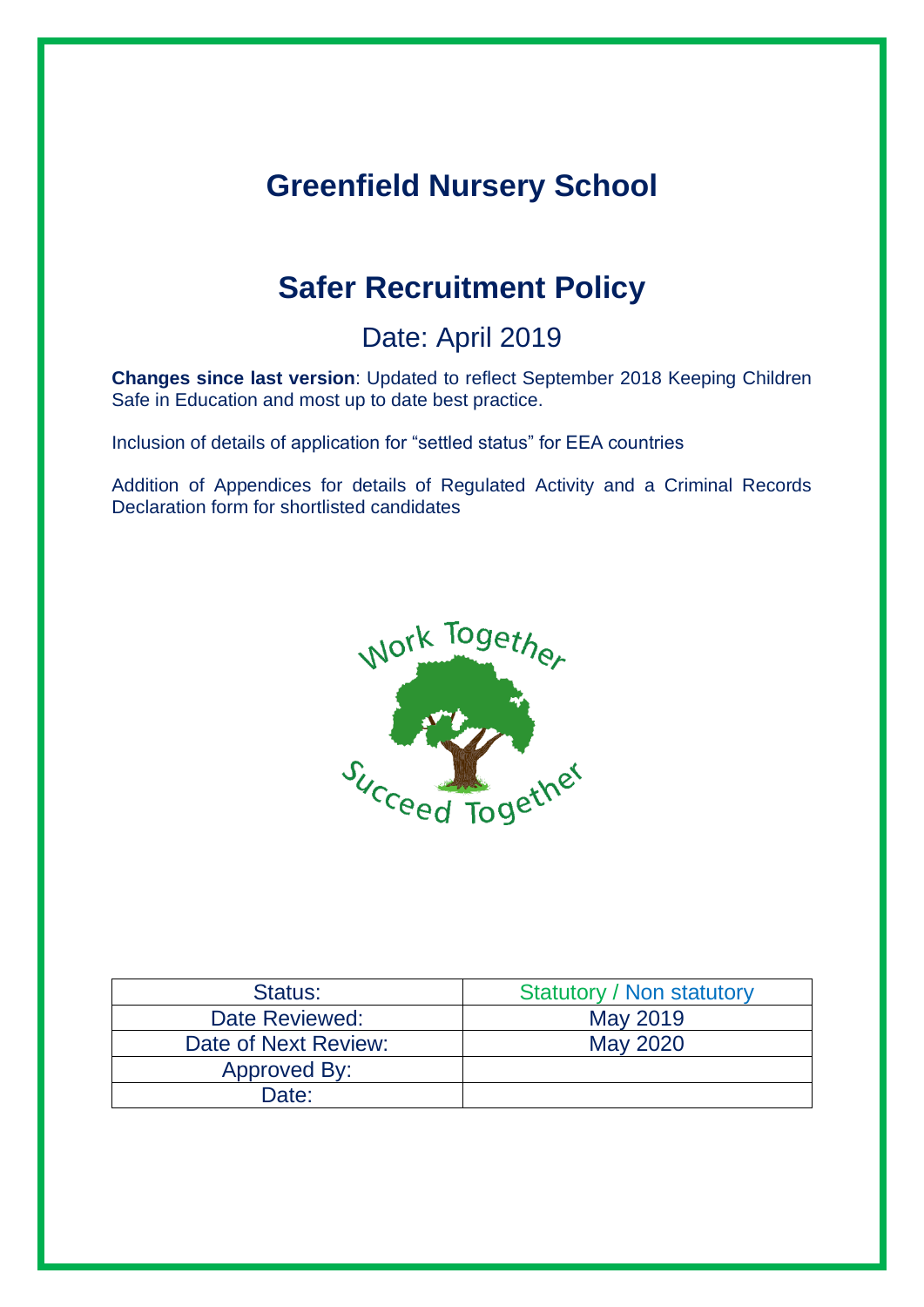# Greenfield Nursery School

# Safer Recruitment Policy

## Date: April 2019

**Changes since last version**: Updated to reflect September 2018 Keeping Children Safe in Education and most up to date best practice.

Inclusion of details of application for "settled status" for EEA countries

Addition of Appendices for details of Regulated Activity and a Criminal Records Declaration form for shortlisted candidates

Work Together

Succeed Together

| Status: | Statutory / Non statutory |
|---|---|
| Date Reviewed: | May 2019 |
| Date of Next Review: | May 2020 |
| Approved By: | |
| Date: | |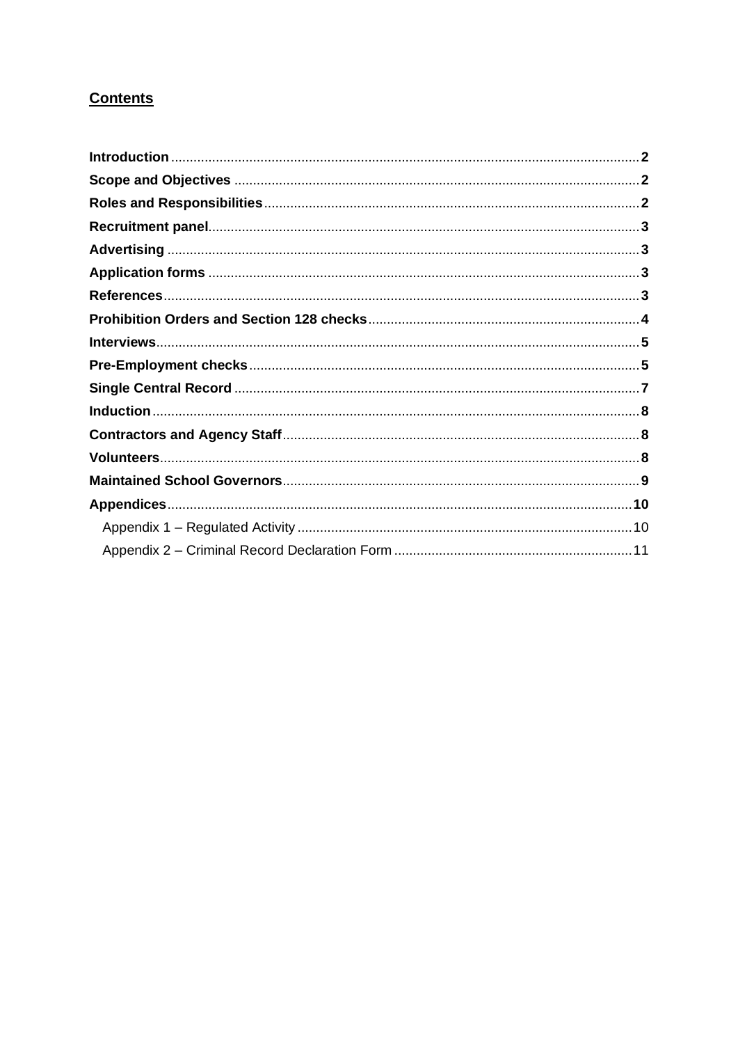## Contents

**Introduction** ........ **2**
**Scope and Objectives** ........ **2**
**Roles and Responsibilities** ........ **2**
**Recruitment panel** ........ **3**
**Advertising** ........ **3**
**Application forms** ........ **3**
**References** ........ **3**
**Prohibition Orders and Section 128 checks** ........ **4**
**Interviews** ........ **5**
**Pre-Employment checks** ........ **5**
**Single Central Record** ........ **7**
**Induction** ........ **8**
**Contractors and Agency Staff** ........ **8**
**Volunteers** ........ **8**
**Maintained School Governors** ........ **9**
**Appendices** ........ **10**
- Appendix 1 – Regulated Activity ........ 10
- Appendix 2 – Criminal Record Declaration Form ........ 11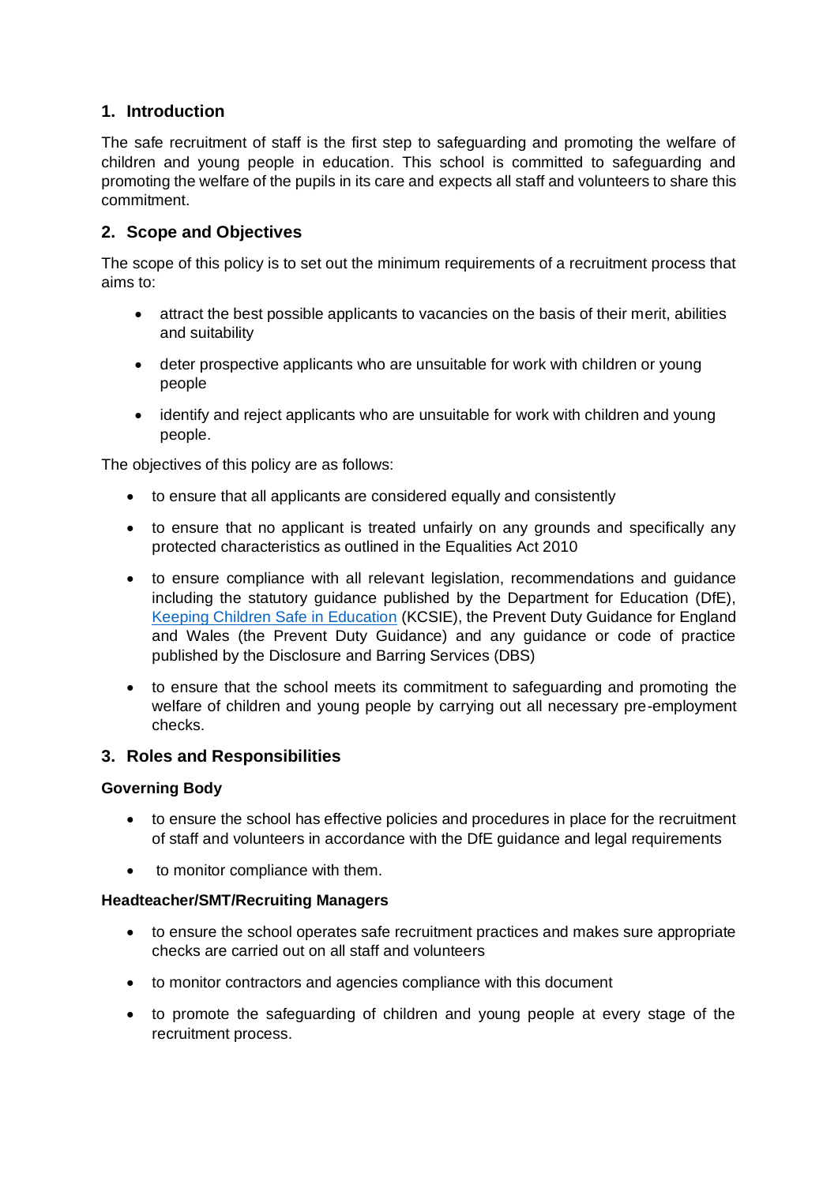## 1. Introduction

The safe recruitment of staff is the first step to safeguarding and promoting the welfare of children and young people in education. This school is committed to safeguarding and promoting the welfare of the pupils in its care and expects all staff and volunteers to share this commitment.

## 2. Scope and Objectives

The scope of this policy is to set out the minimum requirements of a recruitment process that aims to:

- attract the best possible applicants to vacancies on the basis of their merit, abilities and suitability
- deter prospective applicants who are unsuitable for work with children or young people
- identify and reject applicants who are unsuitable for work with children and young people.

The objectives of this policy are as follows:

- to ensure that all applicants are considered equally and consistently
- to ensure that no applicant is treated unfairly on any grounds and specifically any protected characteristics as outlined in the Equalities Act 2010
- to ensure compliance with all relevant legislation, recommendations and guidance including the statutory guidance published by the Department for Education (DfE), [Keeping Children Safe in Education](Keeping Children Safe in Education) (KCSIE), the Prevent Duty Guidance for England and Wales (the Prevent Duty Guidance) and any guidance or code of practice published by the Disclosure and Barring Services (DBS)
- to ensure that the school meets its commitment to safeguarding and promoting the welfare of children and young people by carrying out all necessary pre-employment checks.

## 3. Roles and Responsibilities

**Governing Body**

- to ensure the school has effective policies and procedures in place for the recruitment of staff and volunteers in accordance with the DfE guidance and legal requirements
- to monitor compliance with them.

**Headteacher/SMT/Recruiting Managers**

- to ensure the school operates safe recruitment practices and makes sure appropriate checks are carried out on all staff and volunteers
- to monitor contractors and agencies compliance with this document
- to promote the safeguarding of children and young people at every stage of the recruitment process.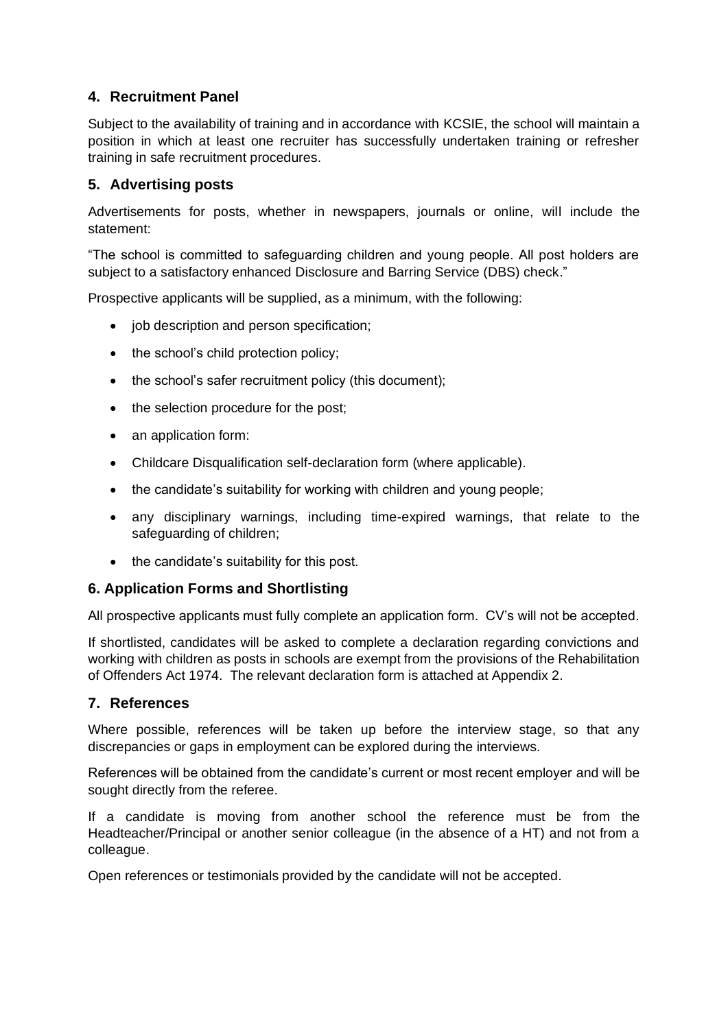## 4. Recruitment Panel

Subject to the availability of training and in accordance with KCSIE, the school will maintain a position in which at least one recruiter has successfully undertaken training or refresher training in safe recruitment procedures.

## 5. Advertising posts

Advertisements for posts, whether in newspapers, journals or online, will include the statement:

"The school is committed to safeguarding children and young people. All post holders are subject to a satisfactory enhanced Disclosure and Barring Service (DBS) check."

Prospective applicants will be supplied, as a minimum, with the following:

- job description and person specification;
- the school's child protection policy;
- the school's safer recruitment policy (this document);
- the selection procedure for the post;
- an application form:
- Childcare Disqualification self-declaration form (where applicable).
- the candidate's suitability for working with children and young people;
- any disciplinary warnings, including time-expired warnings, that relate to the safeguarding of children;
- the candidate's suitability for this post.

## 6. Application Forms and Shortlisting

All prospective applicants must fully complete an application form. CV's will not be accepted.

If shortlisted, candidates will be asked to complete a declaration regarding convictions and working with children as posts in schools are exempt from the provisions of the Rehabilitation of Offenders Act 1974. The relevant declaration form is attached at Appendix 2.

## 7. References

Where possible, references will be taken up before the interview stage, so that any discrepancies or gaps in employment can be explored during the interviews.

References will be obtained from the candidate's current or most recent employer and will be sought directly from the referee.

If a candidate is moving from another school the reference must be from the Headteacher/Principal or another senior colleague (in the absence of a HT) and not from a colleague.

Open references or testimonials provided by the candidate will not be accepted.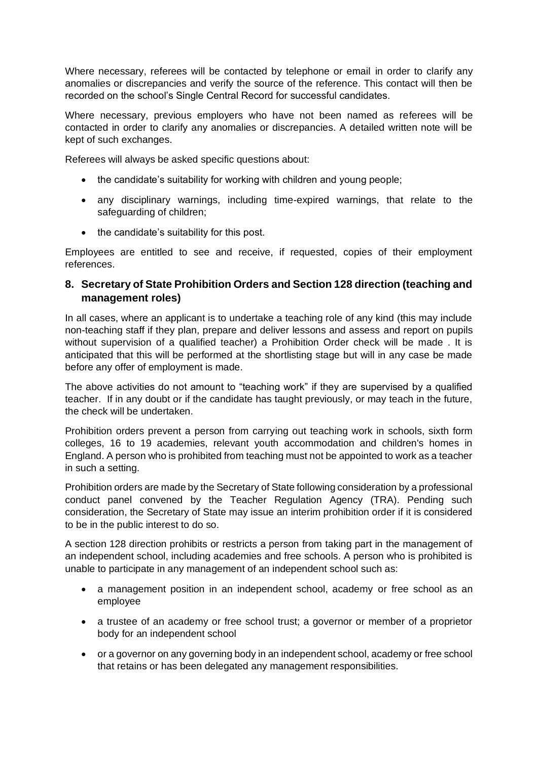Where necessary, referees will be contacted by telephone or email in order to clarify any anomalies or discrepancies and verify the source of the reference. This contact will then be recorded on the school's Single Central Record for successful candidates.

Where necessary, previous employers who have not been named as referees will be contacted in order to clarify any anomalies or discrepancies. A detailed written note will be kept of such exchanges.

Referees will always be asked specific questions about:

- the candidate's suitability for working with children and young people;
- any disciplinary warnings, including time-expired warnings, that relate to the safeguarding of children;
- the candidate's suitability for this post.

Employees are entitled to see and receive, if requested, copies of their employment references.

## 8. Secretary of State Prohibition Orders and Section 128 direction (teaching and management roles)

In all cases, where an applicant is to undertake a teaching role of any kind (this may include non-teaching staff if they plan, prepare and deliver lessons and assess and report on pupils without supervision of a qualified teacher) a Prohibition Order check will be made . It is anticipated that this will be performed at the shortlisting stage but will in any case be made before any offer of employment is made.

The above activities do not amount to "teaching work" if they are supervised by a qualified teacher. If in any doubt or if the candidate has taught previously, or may teach in the future, the check will be undertaken.

Prohibition orders prevent a person from carrying out teaching work in schools, sixth form colleges, 16 to 19 academies, relevant youth accommodation and children's homes in England. A person who is prohibited from teaching must not be appointed to work as a teacher in such a setting.

Prohibition orders are made by the Secretary of State following consideration by a professional conduct panel convened by the Teacher Regulation Agency (TRA). Pending such consideration, the Secretary of State may issue an interim prohibition order if it is considered to be in the public interest to do so.

A section 128 direction prohibits or restricts a person from taking part in the management of an independent school, including academies and free schools. A person who is prohibited is unable to participate in any management of an independent school such as:

- a management position in an independent school, academy or free school as an employee
- a trustee of an academy or free school trust; a governor or member of a proprietor body for an independent school
- or a governor on any governing body in an independent school, academy or free school that retains or has been delegated any management responsibilities.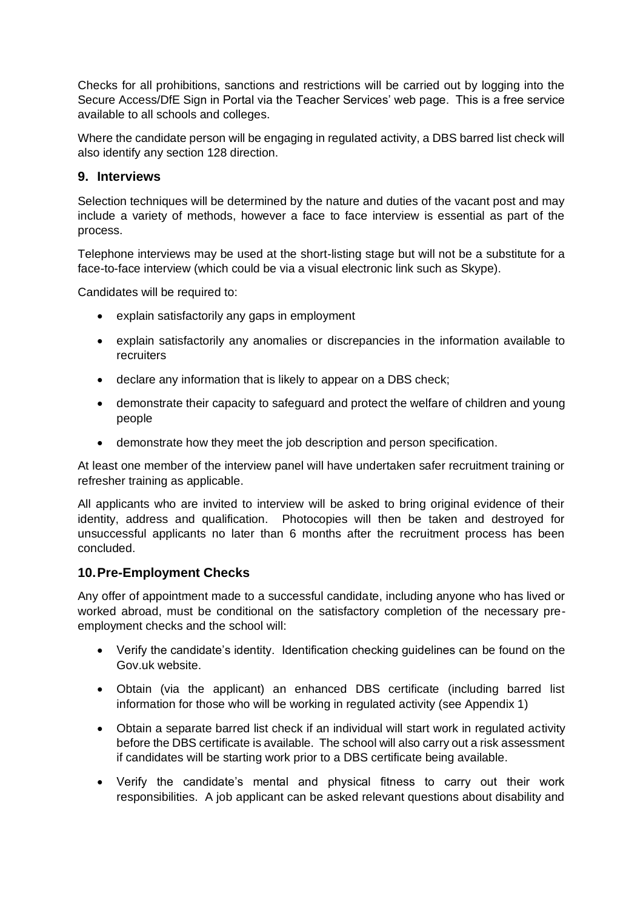Checks for all prohibitions, sanctions and restrictions will be carried out by logging into the Secure Access/DfE Sign in Portal via the Teacher Services' web page. This is a free service available to all schools and colleges.

Where the candidate person will be engaging in regulated activity, a DBS barred list check will also identify any section 128 direction.

## 9. Interviews

Selection techniques will be determined by the nature and duties of the vacant post and may include a variety of methods, however a face to face interview is essential as part of the process.

Telephone interviews may be used at the short-listing stage but will not be a substitute for a face-to-face interview (which could be via a visual electronic link such as Skype).

Candidates will be required to:

- explain satisfactorily any gaps in employment
- explain satisfactorily any anomalies or discrepancies in the information available to recruiters
- declare any information that is likely to appear on a DBS check;
- demonstrate their capacity to safeguard and protect the welfare of children and young people
- demonstrate how they meet the job description and person specification.

At least one member of the interview panel will have undertaken safer recruitment training or refresher training as applicable.

All applicants who are invited to interview will be asked to bring original evidence of their identity, address and qualification. Photocopies will then be taken and destroyed for unsuccessful applicants no later than 6 months after the recruitment process has been concluded.

## 10. Pre-Employment Checks

Any offer of appointment made to a successful candidate, including anyone who has lived or worked abroad, must be conditional on the satisfactory completion of the necessary pre-employment checks and the school will:

- Verify the candidate's identity. Identification checking guidelines can be found on the Gov.uk website.
- Obtain (via the applicant) an enhanced DBS certificate (including barred list information for those who will be working in regulated activity (see Appendix 1)
- Obtain a separate barred list check if an individual will start work in regulated activity before the DBS certificate is available. The school will also carry out a risk assessment if candidates will be starting work prior to a DBS certificate being available.
- Verify the candidate's mental and physical fitness to carry out their work responsibilities. A job applicant can be asked relevant questions about disability and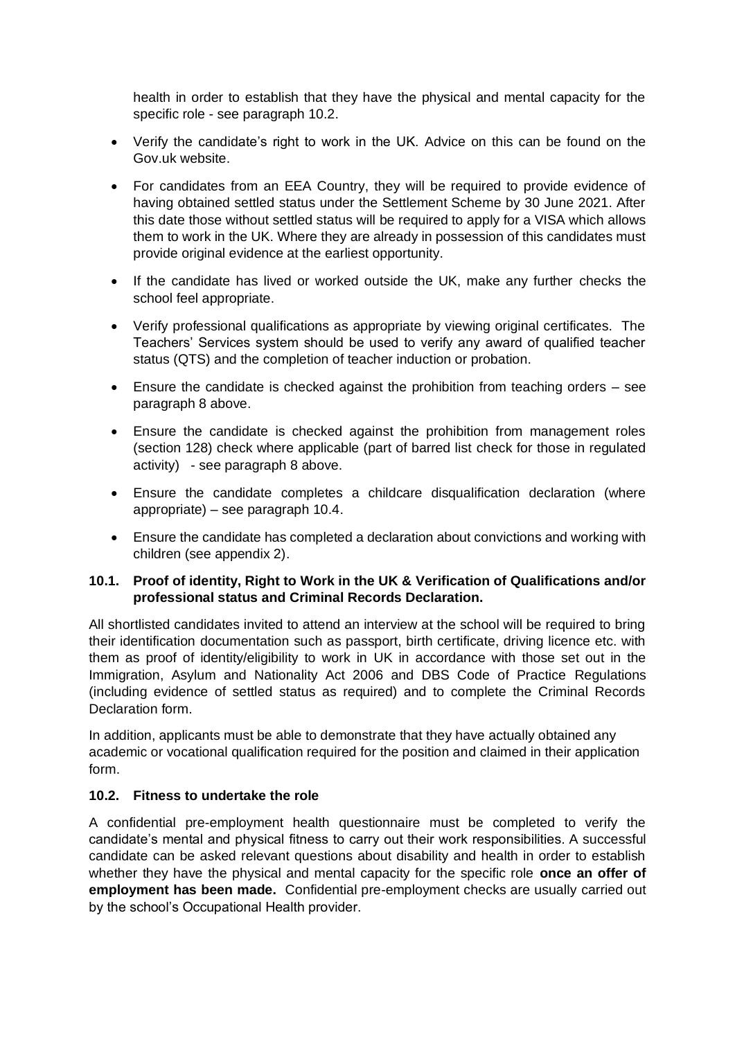health in order to establish that they have the physical and mental capacity for the specific role - see paragraph 10.2.

- Verify the candidate's right to work in the UK. Advice on this can be found on the Gov.uk website.
- For candidates from an EEA Country, they will be required to provide evidence of having obtained settled status under the Settlement Scheme by 30 June 2021. After this date those without settled status will be required to apply for a VISA which allows them to work in the UK. Where they are already in possession of this candidates must provide original evidence at the earliest opportunity.
- If the candidate has lived or worked outside the UK, make any further checks the school feel appropriate.
- Verify professional qualifications as appropriate by viewing original certificates. The Teachers' Services system should be used to verify any award of qualified teacher status (QTS) and the completion of teacher induction or probation.
- Ensure the candidate is checked against the prohibition from teaching orders – see paragraph 8 above.
- Ensure the candidate is checked against the prohibition from management roles (section 128) check where applicable (part of barred list check for those in regulated activity) - see paragraph 8 above.
- Ensure the candidate completes a childcare disqualification declaration (where appropriate) – see paragraph 10.4.
- Ensure the candidate has completed a declaration about convictions and working with children (see appendix 2).

### 10.1. Proof of identity, Right to Work in the UK & Verification of Qualifications and/or professional status and Criminal Records Declaration.

All shortlisted candidates invited to attend an interview at the school will be required to bring their identification documentation such as passport, birth certificate, driving licence etc. with them as proof of identity/eligibility to work in UK in accordance with those set out in the Immigration, Asylum and Nationality Act 2006 and DBS Code of Practice Regulations (including evidence of settled status as required) and to complete the Criminal Records Declaration form.

In addition, applicants must be able to demonstrate that they have actually obtained any academic or vocational qualification required for the position and claimed in their application form.

### 10.2. Fitness to undertake the role

A confidential pre-employment health questionnaire must be completed to verify the candidate's mental and physical fitness to carry out their work responsibilities. A successful candidate can be asked relevant questions about disability and health in order to establish whether they have the physical and mental capacity for the specific role **once an offer of employment has been made.** Confidential pre-employment checks are usually carried out by the school's Occupational Health provider.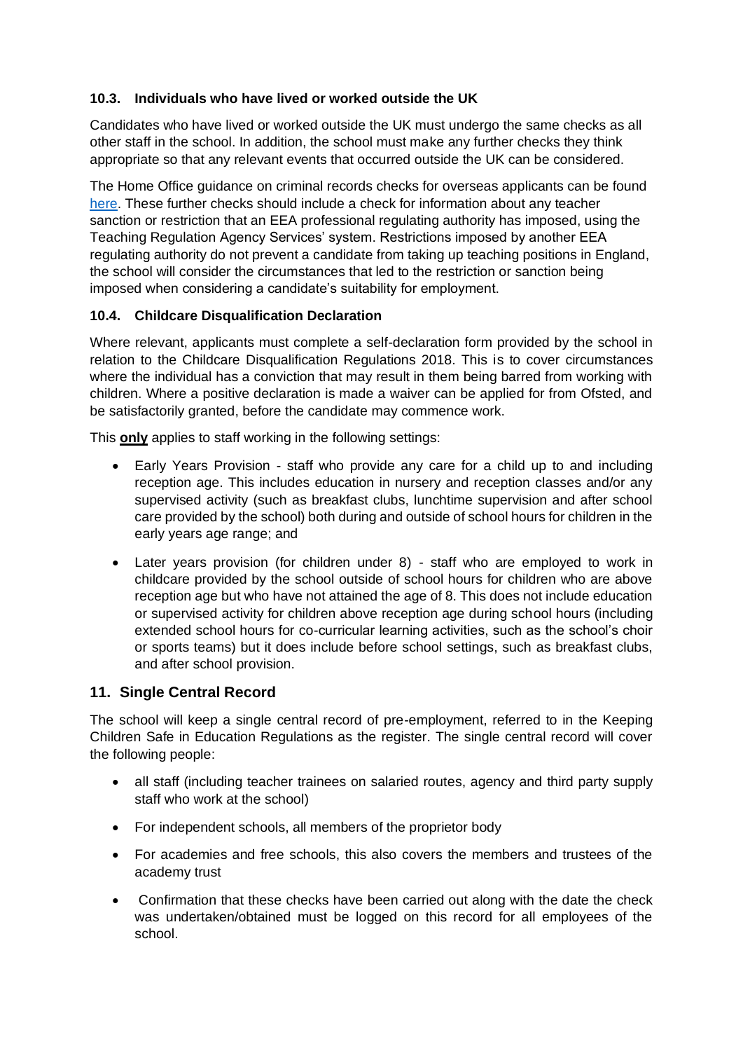### 10.3. Individuals who have lived or worked outside the UK

Candidates who have lived or worked outside the UK must undergo the same checks as all other staff in the school. In addition, the school must make any further checks they think appropriate so that any relevant events that occurred outside the UK can be considered.

The Home Office guidance on criminal records checks for overseas applicants can be found here. These further checks should include a check for information about any teacher sanction or restriction that an EEA professional regulating authority has imposed, using the Teaching Regulation Agency Services' system. Restrictions imposed by another EEA regulating authority do not prevent a candidate from taking up teaching positions in England, the school will consider the circumstances that led to the restriction or sanction being imposed when considering a candidate's suitability for employment.

### 10.4. Childcare Disqualification Declaration

Where relevant, applicants must complete a self-declaration form provided by the school in relation to the Childcare Disqualification Regulations 2018. This is to cover circumstances where the individual has a conviction that may result in them being barred from working with children. Where a positive declaration is made a waiver can be applied for from Ofsted, and be satisfactorily granted, before the candidate may commence work.

This **only** applies to staff working in the following settings:

- Early Years Provision - staff who provide any care for a child up to and including reception age. This includes education in nursery and reception classes and/or any supervised activity (such as breakfast clubs, lunchtime supervision and after school care provided by the school) both during and outside of school hours for children in the early years age range; and
- Later years provision (for children under 8) - staff who are employed to work in childcare provided by the school outside of school hours for children who are above reception age but who have not attained the age of 8. This does not include education or supervised activity for children above reception age during school hours (including extended school hours for co-curricular learning activities, such as the school's choir or sports teams) but it does include before school settings, such as breakfast clubs, and after school provision.

## 11. Single Central Record

The school will keep a single central record of pre-employment, referred to in the Keeping Children Safe in Education Regulations as the register. The single central record will cover the following people:

- all staff (including teacher trainees on salaried routes, agency and third party supply staff who work at the school)
- For independent schools, all members of the proprietor body
- For academies and free schools, this also covers the members and trustees of the academy trust
- Confirmation that these checks have been carried out along with the date the check was undertaken/obtained must be logged on this record for all employees of the school.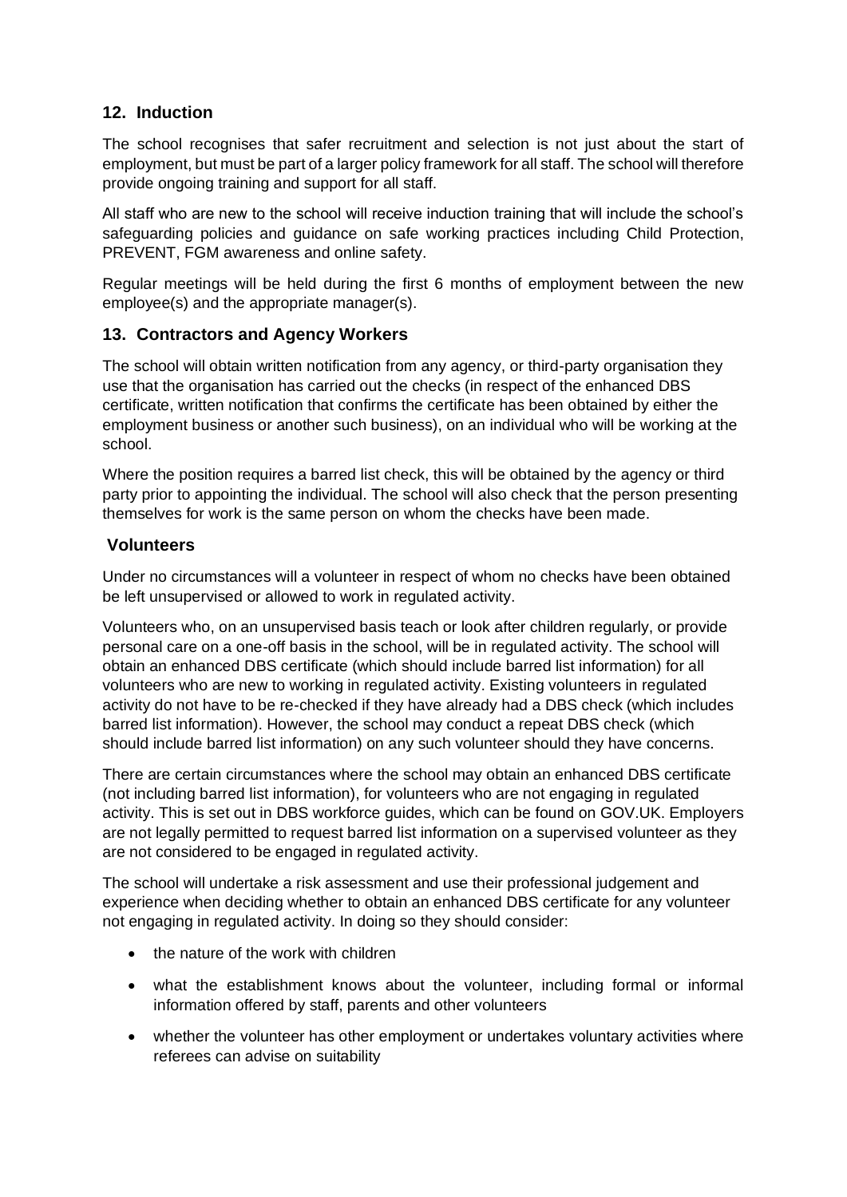## 12. Induction

The school recognises that safer recruitment and selection is not just about the start of employment, but must be part of a larger policy framework for all staff. The school will therefore provide ongoing training and support for all staff.

All staff who are new to the school will receive induction training that will include the school's safeguarding policies and guidance on safe working practices including Child Protection, PREVENT, FGM awareness and online safety.

Regular meetings will be held during the first 6 months of employment between the new employee(s) and the appropriate manager(s).

## 13. Contractors and Agency Workers

The school will obtain written notification from any agency, or third-party organisation they use that the organisation has carried out the checks (in respect of the enhanced DBS certificate, written notification that confirms the certificate has been obtained by either the employment business or another such business), on an individual who will be working at the school.

Where the position requires a barred list check, this will be obtained by the agency or third party prior to appointing the individual. The school will also check that the person presenting themselves for work is the same person on whom the checks have been made.

### Volunteers

Under no circumstances will a volunteer in respect of whom no checks have been obtained be left unsupervised or allowed to work in regulated activity.

Volunteers who, on an unsupervised basis teach or look after children regularly, or provide personal care on a one-off basis in the school, will be in regulated activity. The school will obtain an enhanced DBS certificate (which should include barred list information) for all volunteers who are new to working in regulated activity. Existing volunteers in regulated activity do not have to be re-checked if they have already had a DBS check (which includes barred list information). However, the school may conduct a repeat DBS check (which should include barred list information) on any such volunteer should they have concerns.

There are certain circumstances where the school may obtain an enhanced DBS certificate (not including barred list information), for volunteers who are not engaging in regulated activity. This is set out in DBS workforce guides, which can be found on GOV.UK. Employers are not legally permitted to request barred list information on a supervised volunteer as they are not considered to be engaged in regulated activity.

The school will undertake a risk assessment and use their professional judgement and experience when deciding whether to obtain an enhanced DBS certificate for any volunteer not engaging in regulated activity. In doing so they should consider:

- the nature of the work with children
- what the establishment knows about the volunteer, including formal or informal information offered by staff, parents and other volunteers
- whether the volunteer has other employment or undertakes voluntary activities where referees can advise on suitability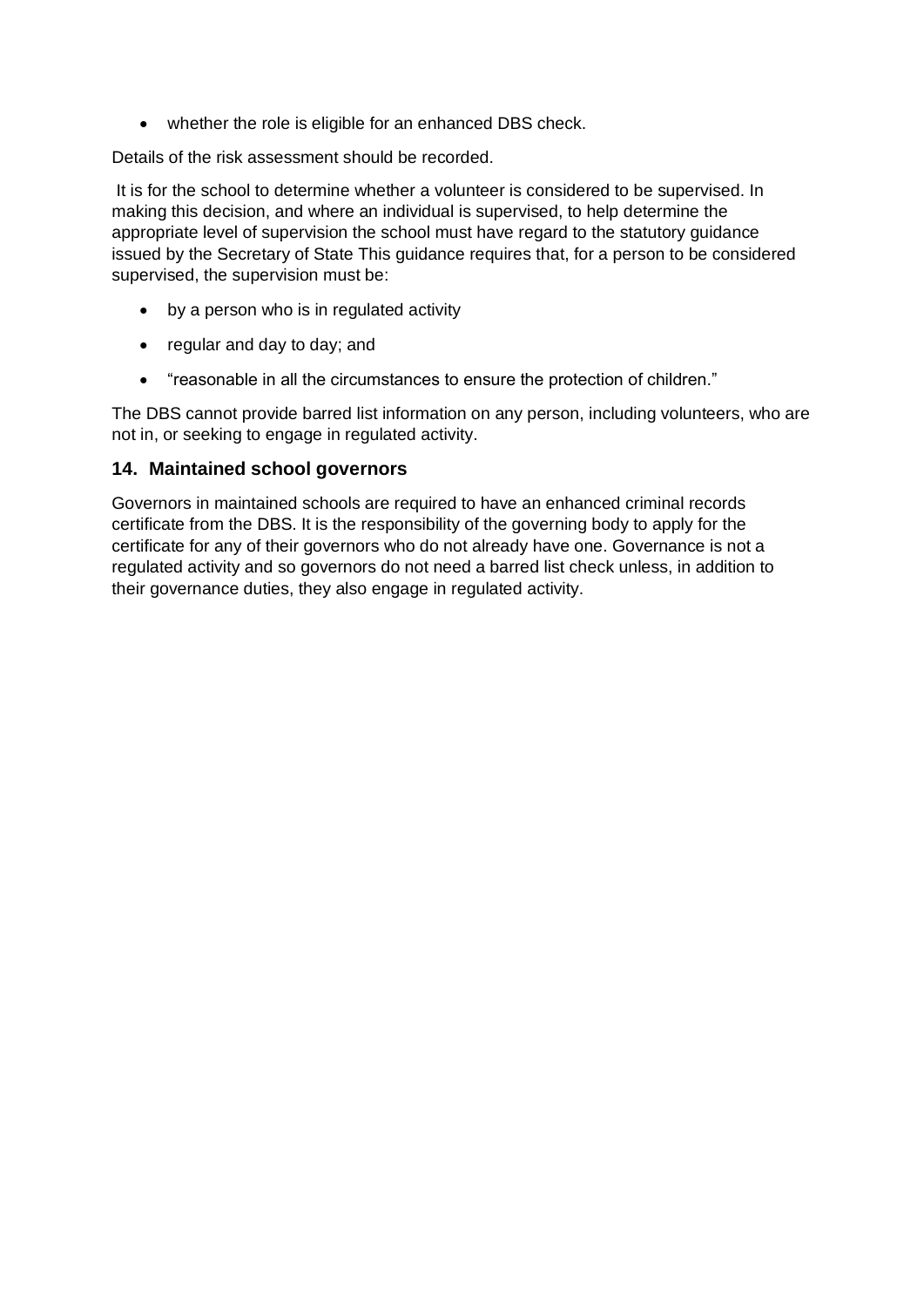- whether the role is eligible for an enhanced DBS check.

Details of the risk assessment should be recorded.

It is for the school to determine whether a volunteer is considered to be supervised. In making this decision, and where an individual is supervised, to help determine the appropriate level of supervision the school must have regard to the statutory guidance issued by the Secretary of State This guidance requires that, for a person to be considered supervised, the supervision must be:

- by a person who is in regulated activity
- regular and day to day; and
- "reasonable in all the circumstances to ensure the protection of children."

The DBS cannot provide barred list information on any person, including volunteers, who are not in, or seeking to engage in regulated activity.

### 14. Maintained school governors

Governors in maintained schools are required to have an enhanced criminal records certificate from the DBS. It is the responsibility of the governing body to apply for the certificate for any of their governors who do not already have one. Governance is not a regulated activity and so governors do not need a barred list check unless, in addition to their governance duties, they also engage in regulated activity.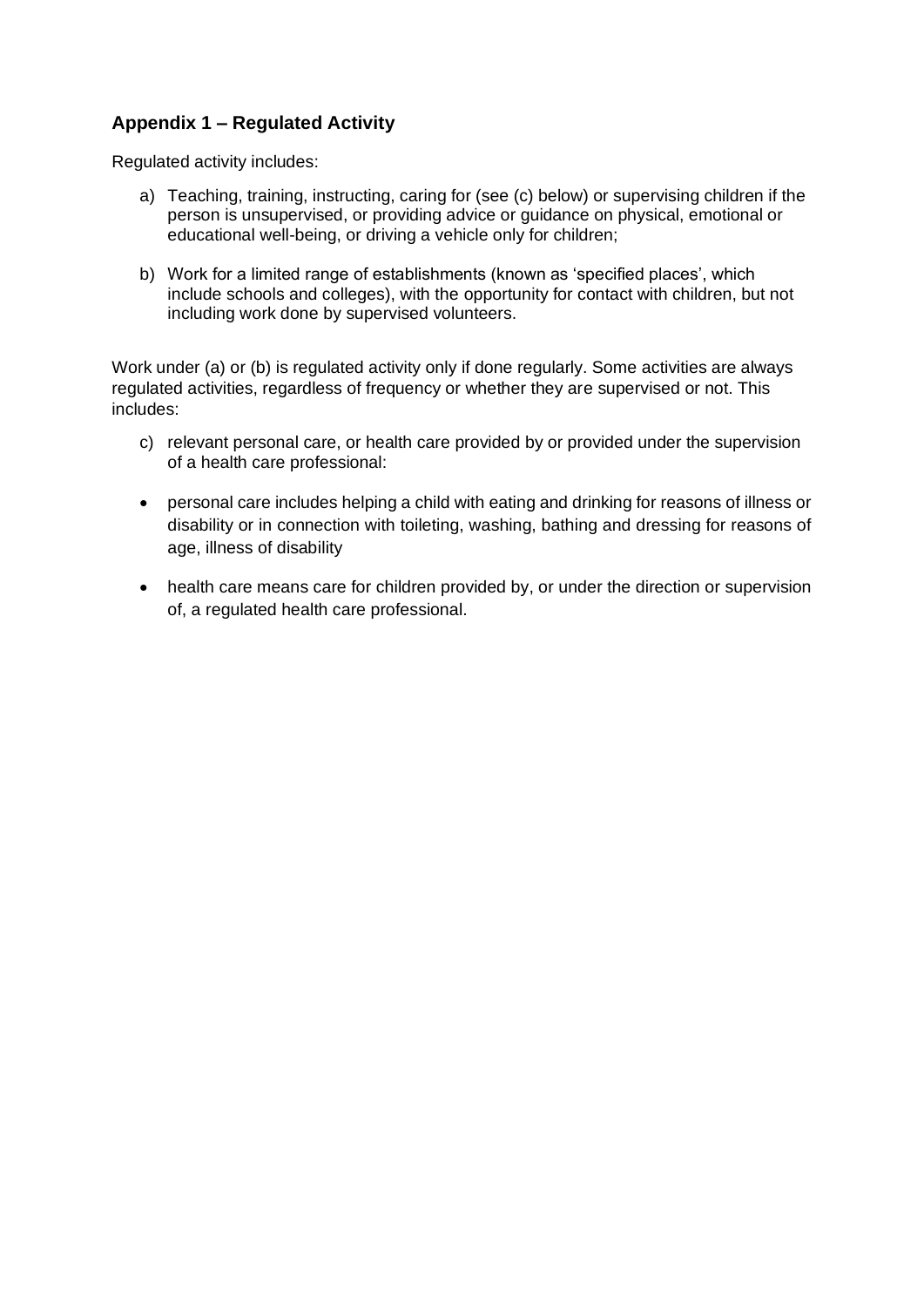## Appendix 1 – Regulated Activity

Regulated activity includes:

a) Teaching, training, instructing, caring for (see (c) below) or supervising children if the person is unsupervised, or providing advice or guidance on physical, emotional or educational well-being, or driving a vehicle only for children;

b) Work for a limited range of establishments (known as 'specified places', which include schools and colleges), with the opportunity for contact with children, but not including work done by supervised volunteers.

Work under (a) or (b) is regulated activity only if done regularly. Some activities are always regulated activities, regardless of frequency or whether they are supervised or not. This includes:

c) relevant personal care, or health care provided by or provided under the supervision of a health care professional:

- personal care includes helping a child with eating and drinking for reasons of illness or disability or in connection with toileting, washing, bathing and dressing for reasons of age, illness of disability
- health care means care for children provided by, or under the direction or supervision of, a regulated health care professional.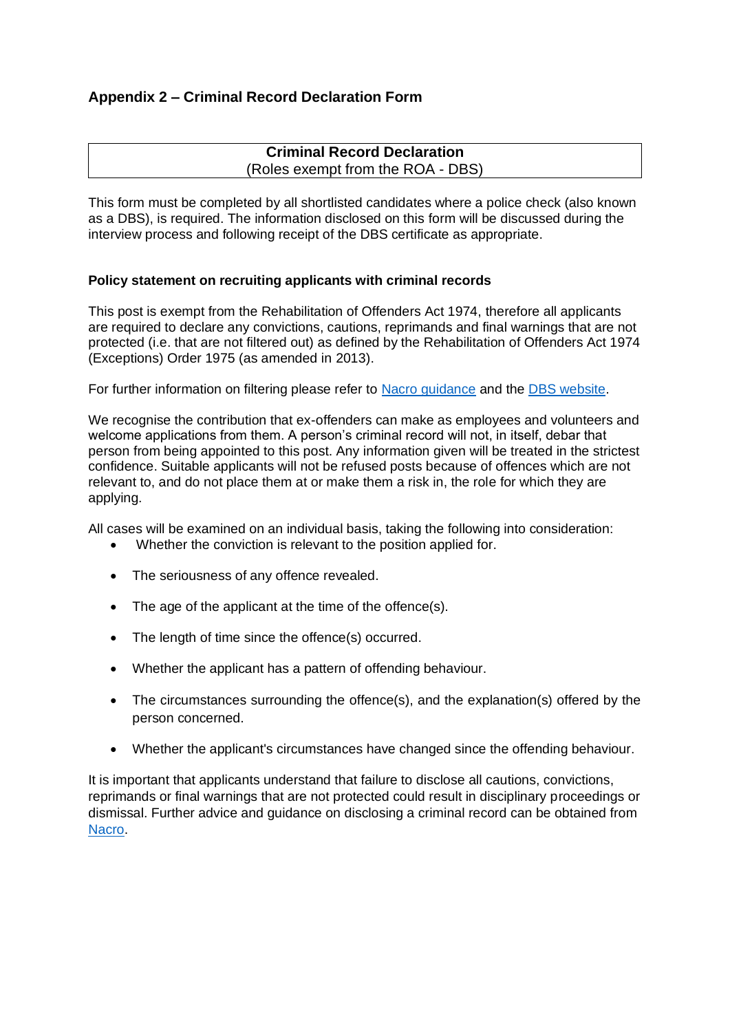## Appendix 2 – Criminal Record Declaration Form

| **Criminal Record Declaration**<br>(Roles exempt from the ROA - DBS) |
|---|

This form must be completed by all shortlisted candidates where a police check (also known as a DBS), is required. The information disclosed on this form will be discussed during the interview process and following receipt of the DBS certificate as appropriate.

**Policy statement on recruiting applicants with criminal records**

This post is exempt from the Rehabilitation of Offenders Act 1974, therefore all applicants are required to declare any convictions, cautions, reprimands and final warnings that are not protected (i.e. that are not filtered out) as defined by the Rehabilitation of Offenders Act 1974 (Exceptions) Order 1975 (as amended in 2013).

For further information on filtering please refer to Nacro guidance and the DBS website.

We recognise the contribution that ex-offenders can make as employees and volunteers and welcome applications from them. A person's criminal record will not, in itself, debar that person from being appointed to this post. Any information given will be treated in the strictest confidence. Suitable applicants will not be refused posts because of offences which are not relevant to, and do not place them at or make them a risk in, the role for which they are applying.

All cases will be examined on an individual basis, taking the following into consideration:

- Whether the conviction is relevant to the position applied for.
- The seriousness of any offence revealed.
- The age of the applicant at the time of the offence(s).
- The length of time since the offence(s) occurred.
- Whether the applicant has a pattern of offending behaviour.
- The circumstances surrounding the offence(s), and the explanation(s) offered by the person concerned.
- Whether the applicant's circumstances have changed since the offending behaviour.

It is important that applicants understand that failure to disclose all cautions, convictions, reprimands or final warnings that are not protected could result in disciplinary proceedings or dismissal. Further advice and guidance on disclosing a criminal record can be obtained from Nacro.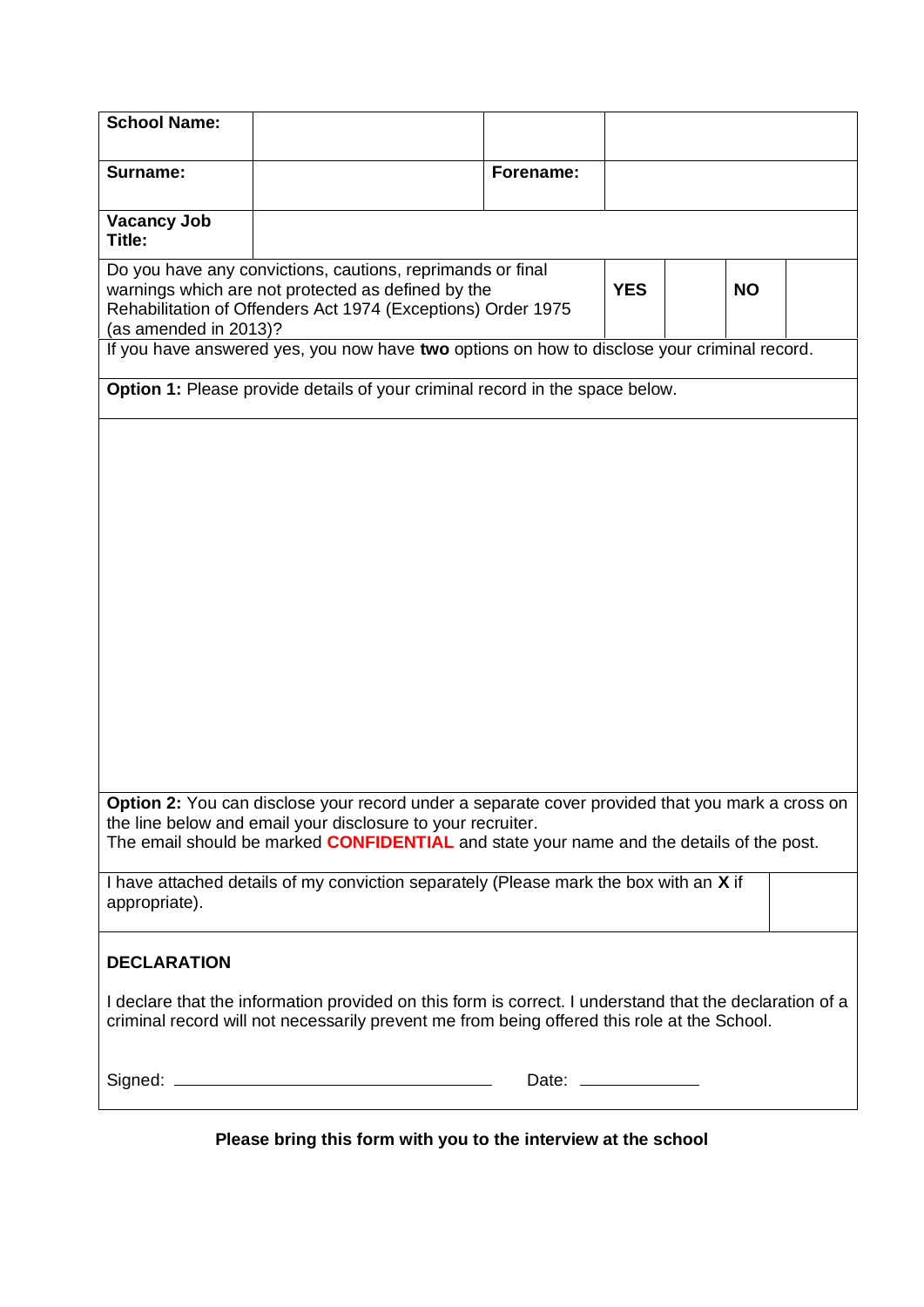| | | | | | |
|---|---|---|---|---|---|
| **School Name:** | | | | | |
| **Surname:** | | **Forename:** | | | |
| **Vacancy Job Title:** | | | | | |
| Do you have any convictions, cautions, reprimands or final warnings which are not protected as defined by the Rehabilitation of Offenders Act 1974 (Exceptions) Order 1975 (as amended in 2013)? | | | **YES** | | **NO** |

If you have answered yes, you now have **two** options on how to disclose your criminal record.

**Option 1:** Please provide details of your criminal record in the space below.

**Option 2:** You can disclose your record under a separate cover provided that you mark a cross on the line below and email your disclosure to your recruiter.
The email should be marked **CONFIDENTIAL** and state your name and the details of the post.

| | |
|---|---|
| I have attached details of my conviction separately (Please mark the box with an **X** if appropriate). | |

**DECLARATION**

I declare that the information provided on this form is correct. I understand that the declaration of a criminal record will not necessarily prevent me from being offered this role at the School.

Signed: ______________________________ Date: ______________

**Please bring this form with you to the interview at the school**